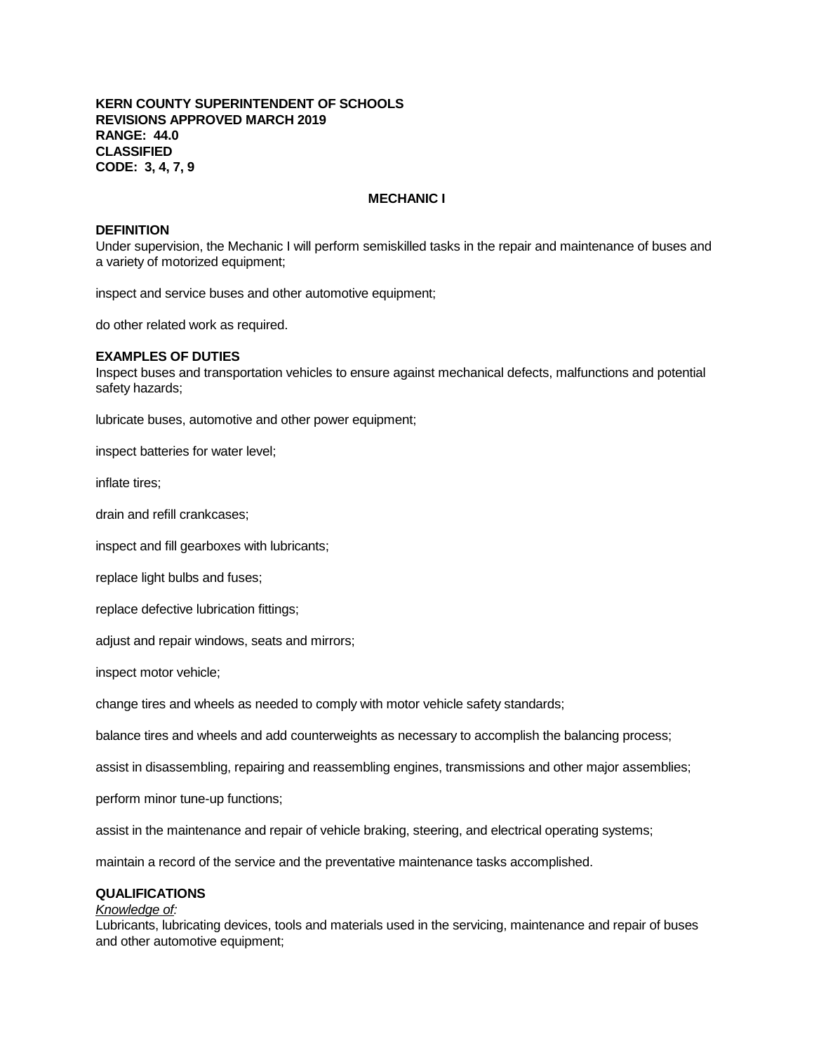**KERN COUNTY SUPERINTENDENT OF SCHOOLS**
**REVISIONS APPROVED MARCH 2019**
**RANGE: 44.0**
**CLASSIFIED**
**CODE: 3, 4, 7, 9**

# MECHANIC I

## DEFINITION

Under supervision, the Mechanic I will perform semiskilled tasks in the repair and maintenance of buses and a variety of motorized equipment;

inspect and service buses and other automotive equipment;

do other related work as required.

## EXAMPLES OF DUTIES

Inspect buses and transportation vehicles to ensure against mechanical defects, malfunctions and potential safety hazards;

lubricate buses, automotive and other power equipment;

inspect batteries for water level;

inflate tires;

drain and refill crankcases;

inspect and fill gearboxes with lubricants;

replace light bulbs and fuses;

replace defective lubrication fittings;

adjust and repair windows, seats and mirrors;

inspect motor vehicle;

change tires and wheels as needed to comply with motor vehicle safety standards;

balance tires and wheels and add counterweights as necessary to accomplish the balancing process;

assist in disassembling, repairing and reassembling engines, transmissions and other major assemblies;

perform minor tune-up functions;

assist in the maintenance and repair of vehicle braking, steering, and electrical operating systems;

maintain a record of the service and the preventative maintenance tasks accomplished.

## QUALIFICATIONS

*Knowledge of:*

Lubricants, lubricating devices, tools and materials used in the servicing, maintenance and repair of buses and other automotive equipment;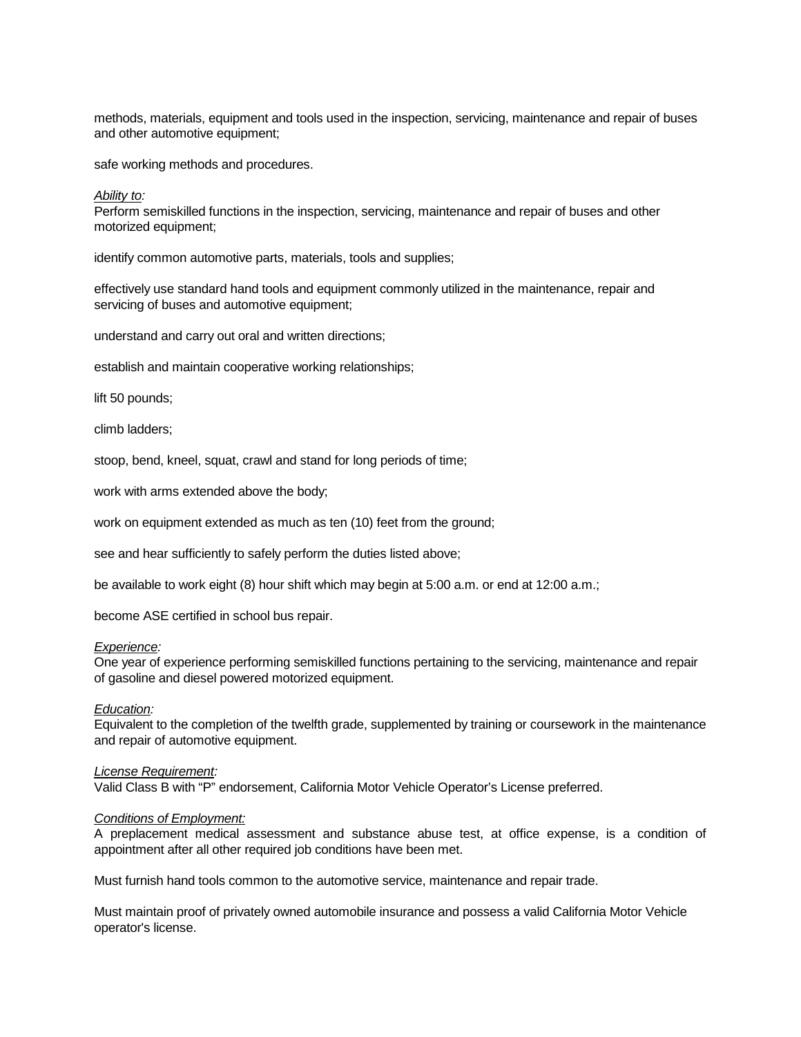methods, materials, equipment and tools used in the inspection, servicing, maintenance and repair of buses and other automotive equipment;

safe working methods and procedures.

*Ability to:*
Perform semiskilled functions in the inspection, servicing, maintenance and repair of buses and other motorized equipment;

identify common automotive parts, materials, tools and supplies;

effectively use standard hand tools and equipment commonly utilized in the maintenance, repair and servicing of buses and automotive equipment;

understand and carry out oral and written directions;

establish and maintain cooperative working relationships;

lift 50 pounds;

climb ladders;

stoop, bend, kneel, squat, crawl and stand for long periods of time;

work with arms extended above the body;

work on equipment extended as much as ten (10) feet from the ground;

see and hear sufficiently to safely perform the duties listed above;

be available to work eight (8) hour shift which may begin at 5:00 a.m. or end at 12:00 a.m.;

become ASE certified in school bus repair.

*Experience:*
One year of experience performing semiskilled functions pertaining to the servicing, maintenance and repair of gasoline and diesel powered motorized equipment.

*Education:*
Equivalent to the completion of the twelfth grade, supplemented by training or coursework in the maintenance and repair of automotive equipment.

*License Requirement:*
Valid Class B with "P" endorsement, California Motor Vehicle Operator's License preferred.

*Conditions of Employment:*
A preplacement medical assessment and substance abuse test, at office expense, is a condition of appointment after all other required job conditions have been met.

Must furnish hand tools common to the automotive service, maintenance and repair trade.

Must maintain proof of privately owned automobile insurance and possess a valid California Motor Vehicle operator's license.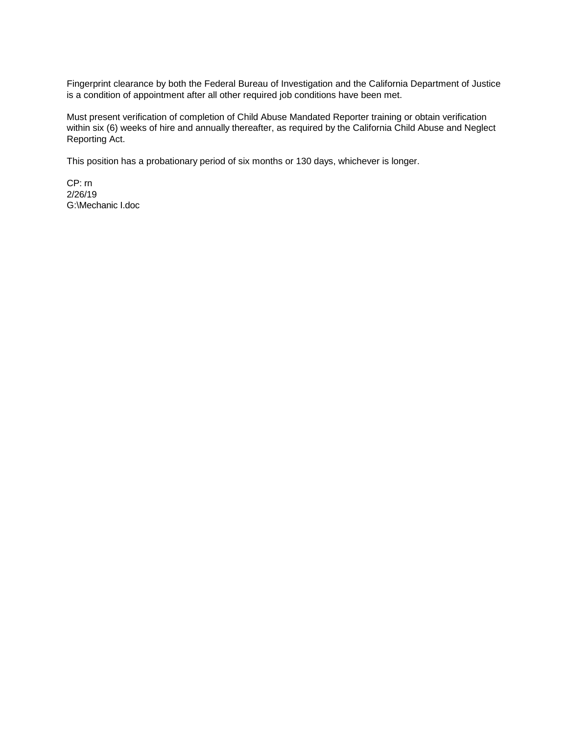Fingerprint clearance by both the Federal Bureau of Investigation and the California Department of Justice is a condition of appointment after all other required job conditions have been met.

Must present verification of completion of Child Abuse Mandated Reporter training or obtain verification within six (6) weeks of hire and annually thereafter, as required by the California Child Abuse and Neglect Reporting Act.

This position has a probationary period of six months or 130 days, whichever is longer.

CP: rn
2/26/19
G:\Mechanic I.doc